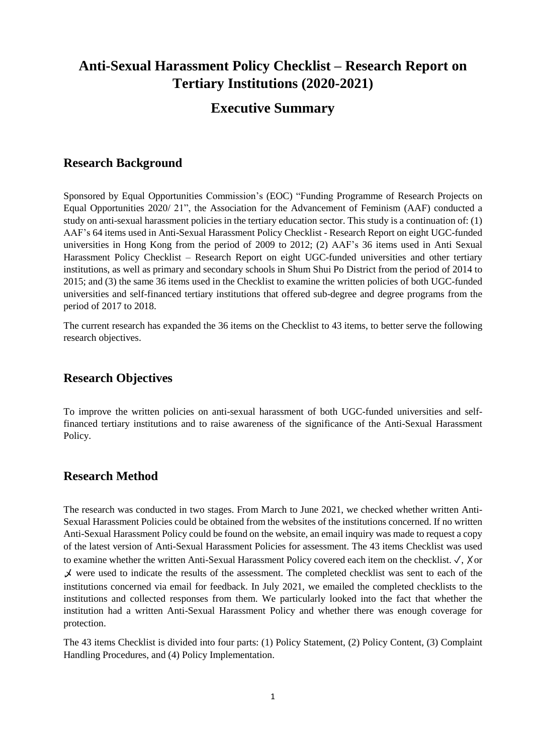# Anti-Sexual Harassment Policy Checklist – Research Report on Tertiary Institutions (2020-2021)

## Executive Summary

## Research Background

Sponsored by Equal Opportunities Commission's (EOC) "Funding Programme of Research Projects on Equal Opportunities 2020/ 21", the Association for the Advancement of Feminism (AAF) conducted a study on anti-sexual harassment policies in the tertiary education sector. This study is a continuation of: (1) AAF's 64 items used in Anti-Sexual Harassment Policy Checklist - Research Report on eight UGC-funded universities in Hong Kong from the period of 2009 to 2012; (2) AAF's 36 items used in Anti Sexual Harassment Policy Checklist – Research Report on eight UGC-funded universities and other tertiary institutions, as well as primary and secondary schools in Shum Shui Po District from the period of 2014 to 2015; and (3) the same 36 items used in the Checklist to examine the written policies of both UGC-funded universities and self-financed tertiary institutions that offered sub-degree and degree programs from the period of 2017 to 2018.

The current research has expanded the 36 items on the Checklist to 43 items, to better serve the following research objectives.

## Research Objectives

To improve the written policies on anti-sexual harassment of both UGC-funded universities and self-financed tertiary institutions and to raise awareness of the significance of the Anti-Sexual Harassment Policy.

## Research Method

The research was conducted in two stages. From March to June 2021, we checked whether written Anti-Sexual Harassment Policies could be obtained from the websites of the institutions concerned. If no written Anti-Sexual Harassment Policy could be found on the website, an email inquiry was made to request a copy of the latest version of Anti-Sexual Harassment Policies for assessment. The 43 items Checklist was used to examine whether the written Anti-Sexual Harassment Policy covered each item on the checklist. ✓, ✗ or ✓̸ were used to indicate the results of the assessment. The completed checklist was sent to each of the institutions concerned via email for feedback. In July 2021, we emailed the completed checklists to the institutions and collected responses from them. We particularly looked into the fact that whether the institution had a written Anti-Sexual Harassment Policy and whether there was enough coverage for protection.

The 43 items Checklist is divided into four parts: (1) Policy Statement, (2) Policy Content, (3) Complaint Handling Procedures, and (4) Policy Implementation.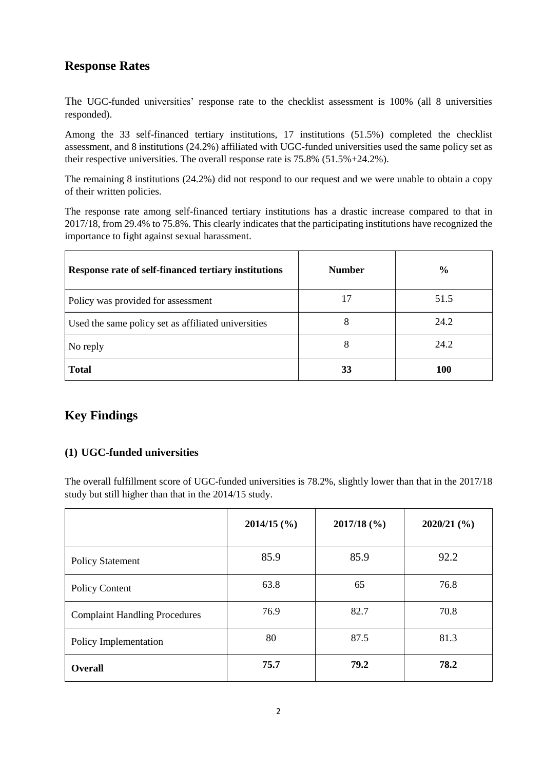## Response Rates

The UGC-funded universities' response rate to the checklist assessment is 100% (all 8 universities responded).

Among the 33 self-financed tertiary institutions, 17 institutions (51.5%) completed the checklist assessment, and 8 institutions (24.2%) affiliated with UGC-funded universities used the same policy set as their respective universities. The overall response rate is 75.8% (51.5%+24.2%).

The remaining 8 institutions (24.2%) did not respond to our request and we were unable to obtain a copy of their written policies.

The response rate among self-financed tertiary institutions has a drastic increase compared to that in 2017/18, from 29.4% to 75.8%. This clearly indicates that the participating institutions have recognized the importance to fight against sexual harassment.

| Response rate of self-financed tertiary institutions | Number | % |
|---|---|---|
| Policy was provided for assessment | 17 | 51.5 |
| Used the same policy set as affiliated universities | 8 | 24.2 |
| No reply | 8 | 24.2 |
| **Total** | **33** | **100** |

## Key Findings

### (1) UGC-funded universities

The overall fulfillment score of UGC-funded universities is 78.2%, slightly lower than that in the 2017/18 study but still higher than that in the 2014/15 study.

| | 2014/15 (%) | 2017/18 (%) | 2020/21 (%) |
|---|---|---|---|
| Policy Statement | 85.9 | 85.9 | 92.2 |
| Policy Content | 63.8 | 65 | 76.8 |
| Complaint Handling Procedures | 76.9 | 82.7 | 70.8 |
| Policy Implementation | 80 | 87.5 | 81.3 |
| **Overall** | **75.7** | **79.2** | **78.2** |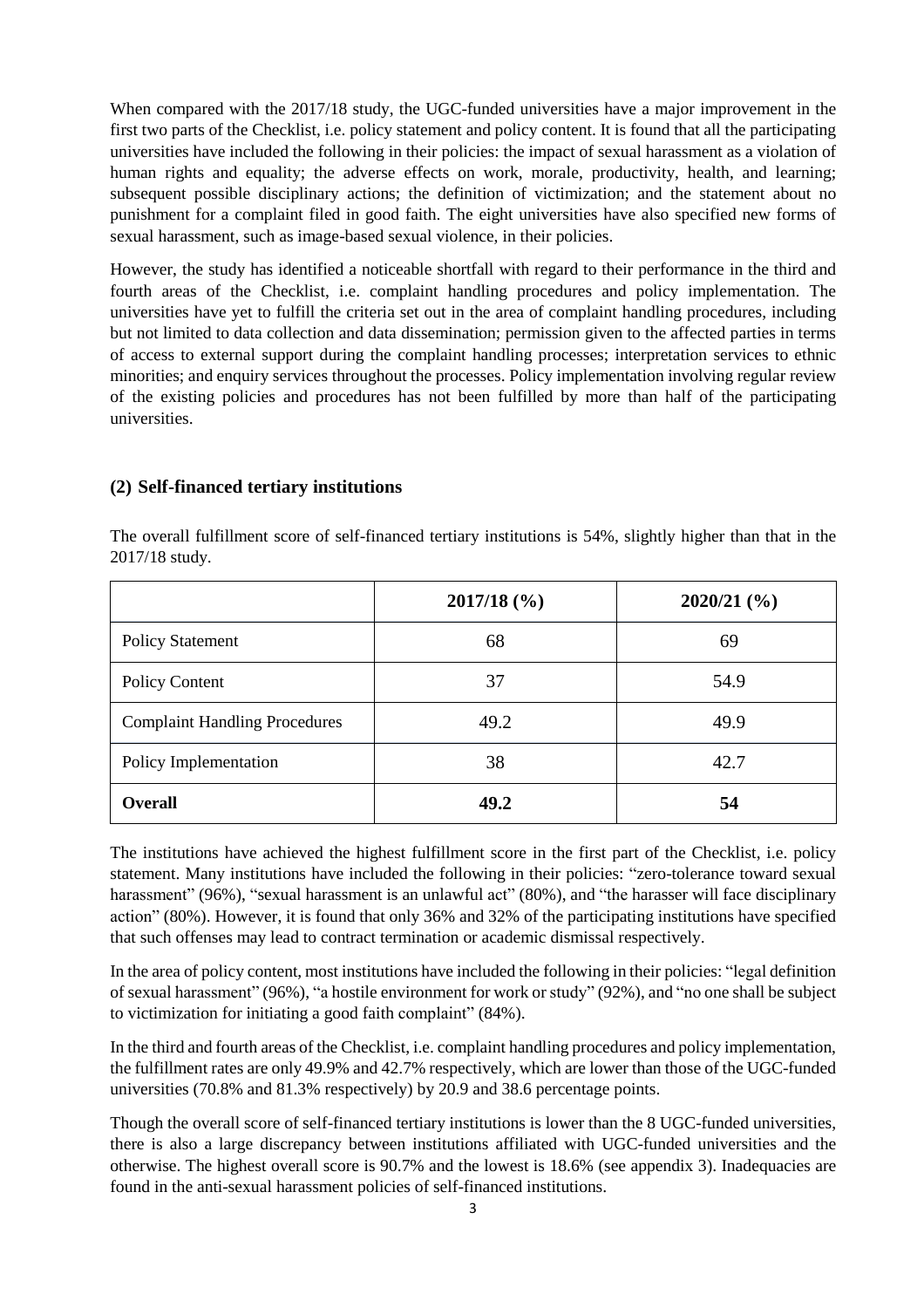When compared with the 2017/18 study, the UGC-funded universities have a major improvement in the first two parts of the Checklist, i.e. policy statement and policy content. It is found that all the participating universities have included the following in their policies: the impact of sexual harassment as a violation of human rights and equality; the adverse effects on work, morale, productivity, health, and learning; subsequent possible disciplinary actions; the definition of victimization; and the statement about no punishment for a complaint filed in good faith. The eight universities have also specified new forms of sexual harassment, such as image-based sexual violence, in their policies.

However, the study has identified a noticeable shortfall with regard to their performance in the third and fourth areas of the Checklist, i.e. complaint handling procedures and policy implementation. The universities have yet to fulfill the criteria set out in the area of complaint handling procedures, including but not limited to data collection and data dissemination; permission given to the affected parties in terms of access to external support during the complaint handling processes; interpretation services to ethnic minorities; and enquiry services throughout the processes. Policy implementation involving regular review of the existing policies and procedures has not been fulfilled by more than half of the participating universities.

## (2) Self-financed tertiary institutions

The overall fulfillment score of self-financed tertiary institutions is 54%, slightly higher than that in the 2017/18 study.

| | 2017/18 (%) | 2020/21 (%) |
|---|---|---|
| Policy Statement | 68 | 69 |
| Policy Content | 37 | 54.9 |
| Complaint Handling Procedures | 49.2 | 49.9 |
| Policy Implementation | 38 | 42.7 |
| **Overall** | **49.2** | **54** |

The institutions have achieved the highest fulfillment score in the first part of the Checklist, i.e. policy statement. Many institutions have included the following in their policies: "zero-tolerance toward sexual harassment" (96%), "sexual harassment is an unlawful act" (80%), and "the harasser will face disciplinary action" (80%). However, it is found that only 36% and 32% of the participating institutions have specified that such offenses may lead to contract termination or academic dismissal respectively.

In the area of policy content, most institutions have included the following in their policies: "legal definition of sexual harassment" (96%), "a hostile environment for work or study" (92%), and "no one shall be subject to victimization for initiating a good faith complaint" (84%).

In the third and fourth areas of the Checklist, i.e. complaint handling procedures and policy implementation, the fulfillment rates are only 49.9% and 42.7% respectively, which are lower than those of the UGC-funded universities (70.8% and 81.3% respectively) by 20.9 and 38.6 percentage points.

Though the overall score of self-financed tertiary institutions is lower than the 8 UGC-funded universities, there is also a large discrepancy between institutions affiliated with UGC-funded universities and the otherwise. The highest overall score is 90.7% and the lowest is 18.6% (see appendix 3). Inadequacies are found in the anti-sexual harassment policies of self-financed institutions.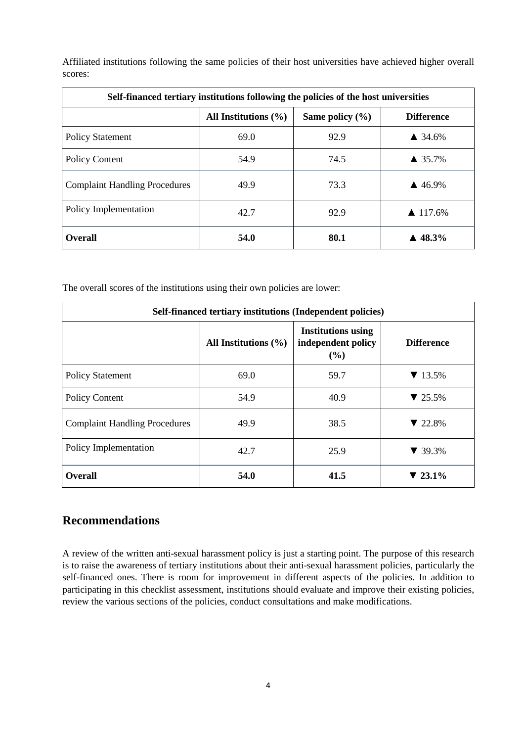Affiliated institutions following the same policies of their host universities have achieved higher overall scores:

| Self-financed tertiary institutions following the policies of the host universities | | | |
|---|---|---|---|
| | **All Institutions (%)** | **Same policy (%)** | **Difference** |
| Policy Statement | 69.0 | 92.9 | ▲ 34.6% |
| Policy Content | 54.9 | 74.5 | ▲ 35.7% |
| Complaint Handling Procedures | 49.9 | 73.3 | ▲ 46.9% |
| Policy Implementation | 42.7 | 92.9 | ▲ 117.6% |
| **Overall** | **54.0** | **80.1** | **▲ 48.3%** |

The overall scores of the institutions using their own policies are lower:

| Self-financed tertiary institutions (Independent policies) | | | |
|---|---|---|---|
| | **All Institutions (%)** | **Institutions using independent policy (%)** | **Difference** |
| Policy Statement | 69.0 | 59.7 | ▼ 13.5% |
| Policy Content | 54.9 | 40.9 | ▼ 25.5% |
| Complaint Handling Procedures | 49.9 | 38.5 | ▼ 22.8% |
| Policy Implementation | 42.7 | 25.9 | ▼ 39.3% |
| **Overall** | **54.0** | **41.5** | **▼ 23.1%** |

## Recommendations

A review of the written anti-sexual harassment policy is just a starting point. The purpose of this research is to raise the awareness of tertiary institutions about their anti-sexual harassment policies, particularly the self-financed ones. There is room for improvement in different aspects of the policies. In addition to participating in this checklist assessment, institutions should evaluate and improve their existing policies, review the various sections of the policies, conduct consultations and make modifications.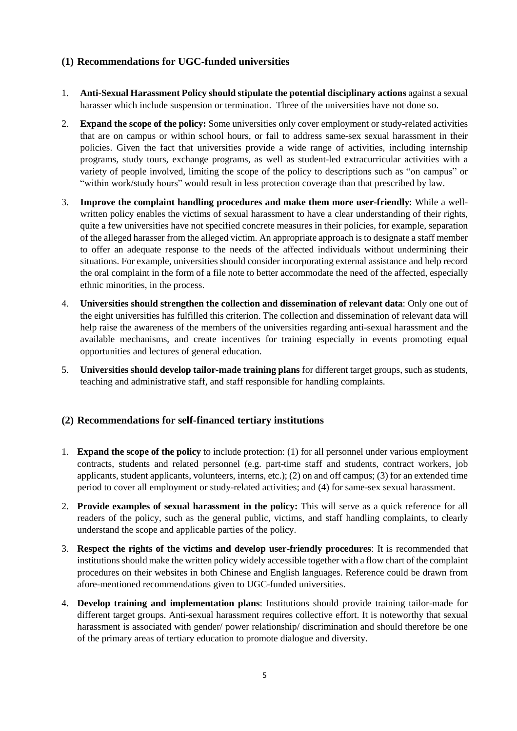## (1) Recommendations for UGC-funded universities

1. **Anti-Sexual Harassment Policy should stipulate the potential disciplinary actions** against a sexual harasser which include suspension or termination. Three of the universities have not done so.
2. **Expand the scope of the policy:** Some universities only cover employment or study-related activities that are on campus or within school hours, or fail to address same-sex sexual harassment in their policies. Given the fact that universities provide a wide range of activities, including internship programs, study tours, exchange programs, as well as student-led extracurricular activities with a variety of people involved, limiting the scope of the policy to descriptions such as "on campus" or "within work/study hours" would result in less protection coverage than that prescribed by law.
3. **Improve the complaint handling procedures and make them more user-friendly**: While a well-written policy enables the victims of sexual harassment to have a clear understanding of their rights, quite a few universities have not specified concrete measures in their policies, for example, separation of the alleged harasser from the alleged victim. An appropriate approach is to designate a staff member to offer an adequate response to the needs of the affected individuals without undermining their situations. For example, universities should consider incorporating external assistance and help record the oral complaint in the form of a file note to better accommodate the need of the affected, especially ethnic minorities, in the process.
4. **Universities should strengthen the collection and dissemination of relevant data**: Only one out of the eight universities has fulfilled this criterion. The collection and dissemination of relevant data will help raise the awareness of the members of the universities regarding anti-sexual harassment and the available mechanisms, and create incentives for training especially in events promoting equal opportunities and lectures of general education.
5. **Universities should develop tailor-made training plans** for different target groups, such as students, teaching and administrative staff, and staff responsible for handling complaints.

## (2) Recommendations for self-financed tertiary institutions

1. **Expand the scope of the policy** to include protection: (1) for all personnel under various employment contracts, students and related personnel (e.g. part-time staff and students, contract workers, job applicants, student applicants, volunteers, interns, etc.); (2) on and off campus; (3) for an extended time period to cover all employment or study-related activities; and (4) for same-sex sexual harassment.
2. **Provide examples of sexual harassment in the policy:** This will serve as a quick reference for all readers of the policy, such as the general public, victims, and staff handling complaints, to clearly understand the scope and applicable parties of the policy.
3. **Respect the rights of the victims and develop user-friendly procedures**: It is recommended that institutions should make the written policy widely accessible together with a flow chart of the complaint procedures on their websites in both Chinese and English languages. Reference could be drawn from afore-mentioned recommendations given to UGC-funded universities.
4. **Develop training and implementation plans**: Institutions should provide training tailor-made for different target groups. Anti-sexual harassment requires collective effort. It is noteworthy that sexual harassment is associated with gender/ power relationship/ discrimination and should therefore be one of the primary areas of tertiary education to promote dialogue and diversity.